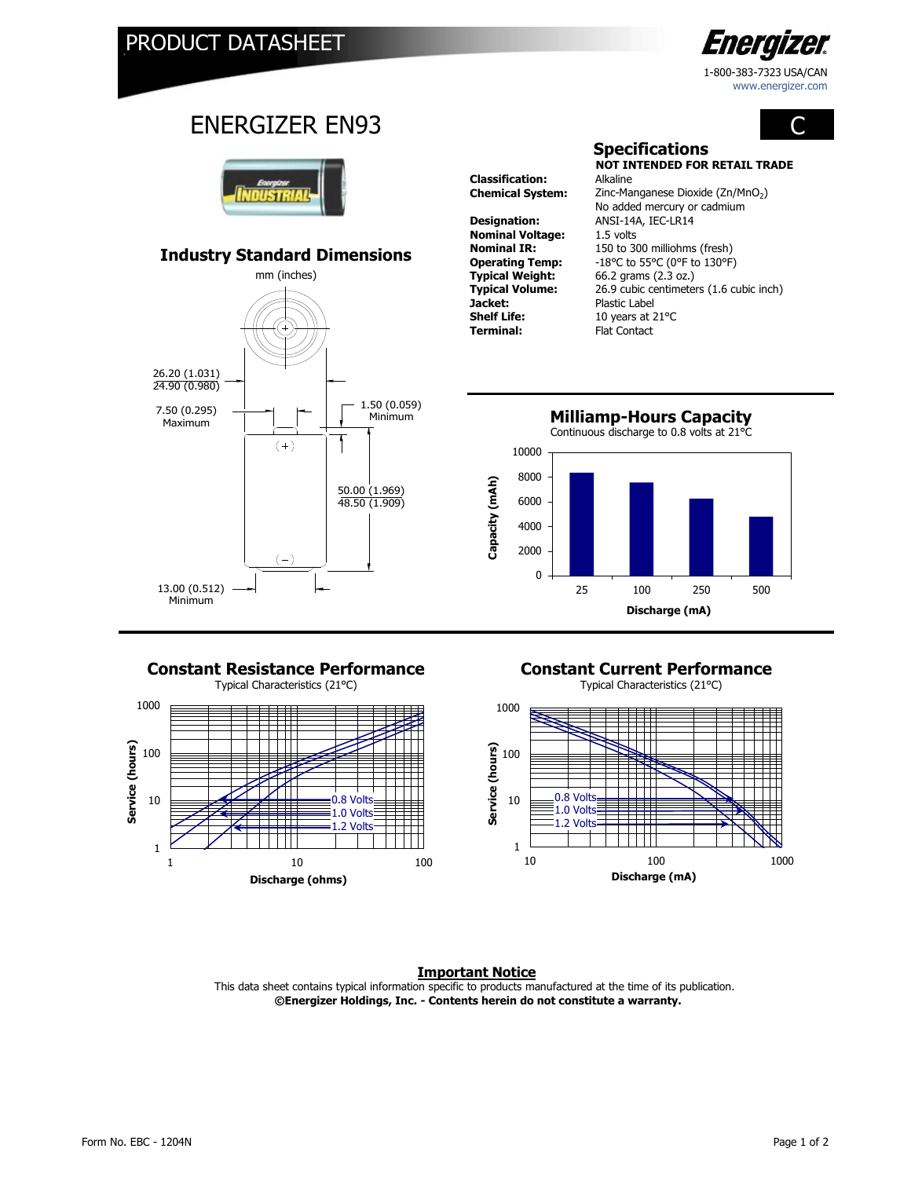PRODUCT DATASHEET

Energizer
1-800-383-7323 USA/CAN
www.energizer.com

# ENERGIZER EN93

C

## Industry Standard Dimensions

mm (inches)

26.20 (1.031)
24.90 (0.980)

7.50 (0.295) Maximum

1.50 (0.059) Minimum

50.00 (1.969)
48.50 (1.909)

13.00 (0.512) Minimum

## Specifications

**NOT INTENDED FOR RETAIL TRADE**

| | |
|---|---|
| **Classification:** | Alkaline |
| **Chemical System:** | Zinc-Manganese Dioxide (Zn/$MnO_2$)<br>No added mercury or cadmium |
| **Designation:** | ANSI-14A, IEC-LR14 |
| **Nominal Voltage:** | 1.5 volts |
| **Nominal IR:** | 150 to 300 milliohms (fresh) |
| **Operating Temp:** | -18°C to 55°C (0°F to 130°F) |
| **Typical Weight:** | 66.2 grams (2.3 oz.) |
| **Typical Volume:** | 26.9 cubic centimeters (1.6 cubic inch) |
| **Jacket:** | Plastic Label |
| **Shelf Life:** | 10 years at 21°C |
| **Terminal:** | Flat Contact |

## Milliamp-Hours Capacity

Continuous discharge to 0.8 volts at 21°C

Capacity (mAh) vs. Discharge (mA): 25, 100, 250, 500

## Constant Resistance Performance

Typical Characteristics (21°C)

Service (hours) vs. Discharge (ohms); curves: 0.8 Volts, 1.0 Volts, 1.2 Volts

## Constant Current Performance

Typical Characteristics (21°C)

Service (hours) vs. Discharge (mA); curves: 0.8 Volts, 1.0 Volts, 1.2 Volts

**Important Notice**

This data sheet contains typical information specific to products manufactured at the time of its publication.
**©Energizer Holdings, Inc. - Contents herein do not constitute a warranty.**

Form No. EBC - 1204N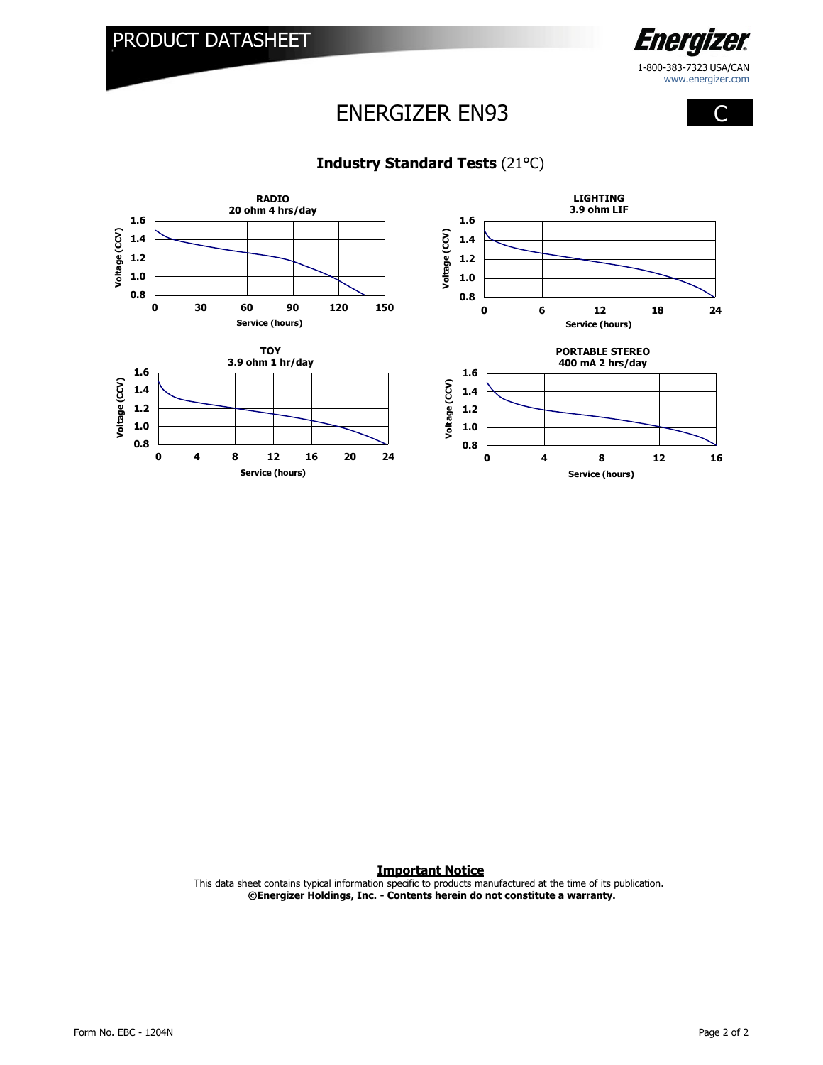PRODUCT DATASHEET

Energizer

1-800-383-7323 USA/CAN
www.energizer.com

# ENERGIZER EN93

C

## **Industry Standard Tests** (21°C)

**RADIO**
**20 ohm 4 hrs/day**

Voltage (CCV)
1.6
1.4
1.2
1.0
0.8
0 30 60 90 120 150
Service (hours)

**LIGHTING**
**3.9 ohm LIF**

Voltage (CCV)
1.6
1.4
1.2
1.0
0.8
0 6 12 18 24
Service (hours)

**TOY**
**3.9 ohm 1 hr/day**

Voltage (CCV)
1.6
1.4
1.2
1.0
0.8
0 4 8 12 16 20 24
Service (hours)

**PORTABLE STEREO**
**400 mA 2 hrs/day**

Voltage (CCV)
1.6
1.4
1.2
1.0
0.8
0 4 8 12 16
Service (hours)

**Important Notice**

This data sheet contains typical information specific to products manufactured at the time of its publication.
**©Energizer Holdings, Inc. - Contents herein do not constitute a warranty.**

Form No. EBC - 1204N